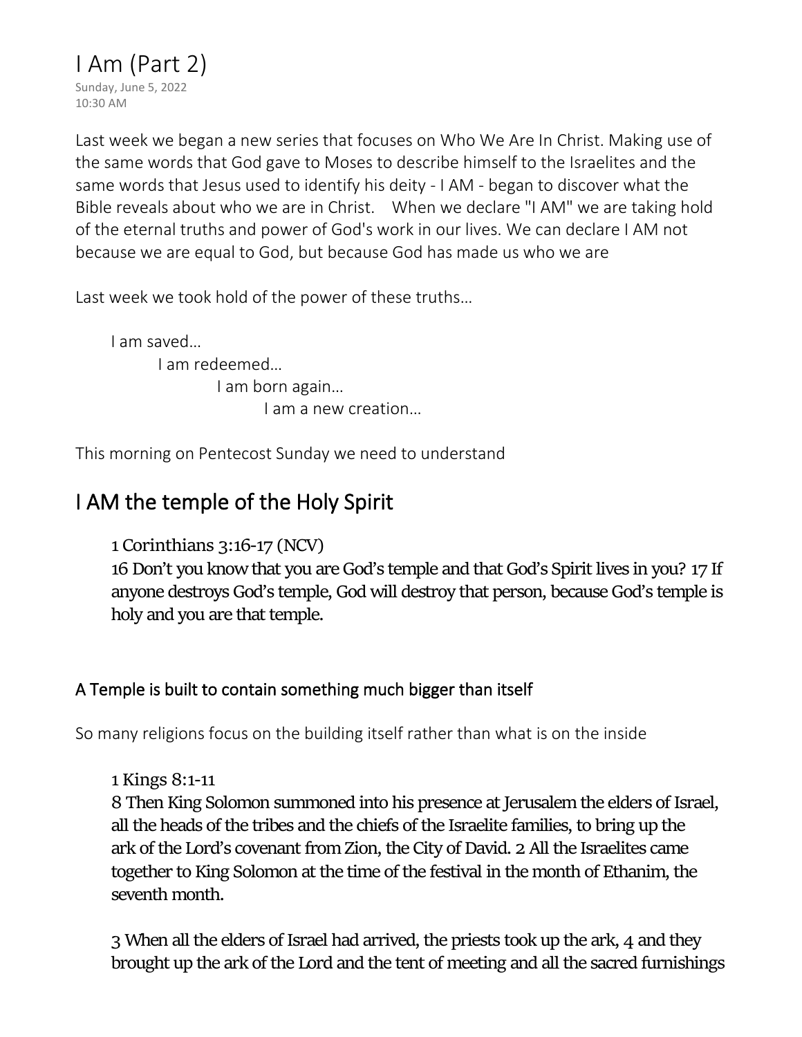# I Am (Part 2)

Sunday, June 5, 2022
10:30 AM

Last week we began a new series that focuses on Who We Are In Christ. Making use of the same words that God gave to Moses to describe himself to the Israelites and the same words that Jesus used to identify his deity - I AM - began to discover what the Bible reveals about who we are in Christ. When we declare "I AM" we are taking hold of the eternal truths and power of God's work in our lives. We can declare I AM not because we are equal to God, but because God has made us who we are

Last week we took hold of the power of these truths…

I am saved…
I am redeemed…
I am born again…
I am a new creation…

This morning on Pentecost Sunday we need to understand

## I AM the temple of the Holy Spirit

1 Corinthians 3:16-17 (NCV)
16 Don't you know that you are God's temple and that God's Spirit lives in you? 17 If anyone destroys God's temple, God will destroy that person, because God's temple is holy and you are that temple.

### A Temple is built to contain something much bigger than itself

So many religions focus on the building itself rather than what is on the inside

1 Kings 8:1-11
8 Then King Solomon summoned into his presence at Jerusalem the elders of Israel, all the heads of the tribes and the chiefs of the Israelite families, to bring up the ark of the Lord's covenant from Zion, the City of David. 2 All the Israelites came together to King Solomon at the time of the festival in the month of Ethanim, the seventh month.

3 When all the elders of Israel had arrived, the priests took up the ark, 4 and they brought up the ark of the Lord and the tent of meeting and all the sacred furnishings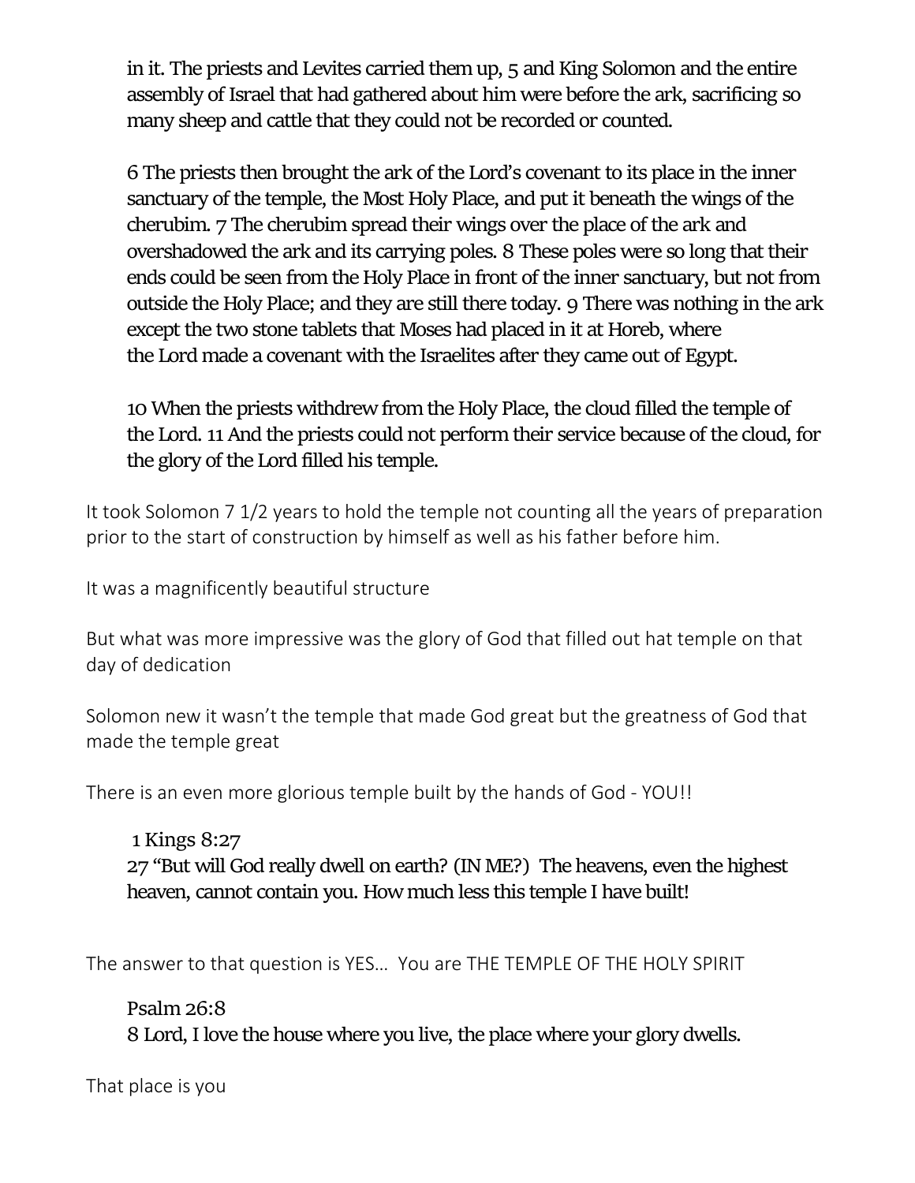> in it. The priests and Levites carried them up, 5 and King Solomon and the entire assembly of Israel that had gathered about him were before the ark, sacrificing so many sheep and cattle that they could not be recorded or counted.
>
> 6 The priests then brought the ark of the Lord's covenant to its place in the inner sanctuary of the temple, the Most Holy Place, and put it beneath the wings of the cherubim. 7 The cherubim spread their wings over the place of the ark and overshadowed the ark and its carrying poles. 8 These poles were so long that their ends could be seen from the Holy Place in front of the inner sanctuary, but not from outside the Holy Place; and they are still there today. 9 There was nothing in the ark except the two stone tablets that Moses had placed in it at Horeb, where the Lord made a covenant with the Israelites after they came out of Egypt.
>
> 10 When the priests withdrew from the Holy Place, the cloud filled the temple of the Lord. 11 And the priests could not perform their service because of the cloud, for the glory of the Lord filled his temple.

It took Solomon 7 1/2 years to hold the temple not counting all the years of preparation prior to the start of construction by himself as well as his father before him.

It was a magnificently beautiful structure

But what was more impressive was the glory of God that filled out hat temple on that day of dedication

Solomon new it wasn't the temple that made God great but the greatness of God that made the temple great

There is an even more glorious temple built by the hands of God - YOU!!

> 1 Kings 8:27
> 27 "But will God really dwell on earth? (IN ME?) The heavens, even the highest heaven, cannot contain you. How much less this temple I have built!

The answer to that question is YES… You are THE TEMPLE OF THE HOLY SPIRIT

> Psalm 26:8
> 8 Lord, I love the house where you live, the place where your glory dwells.

That place is you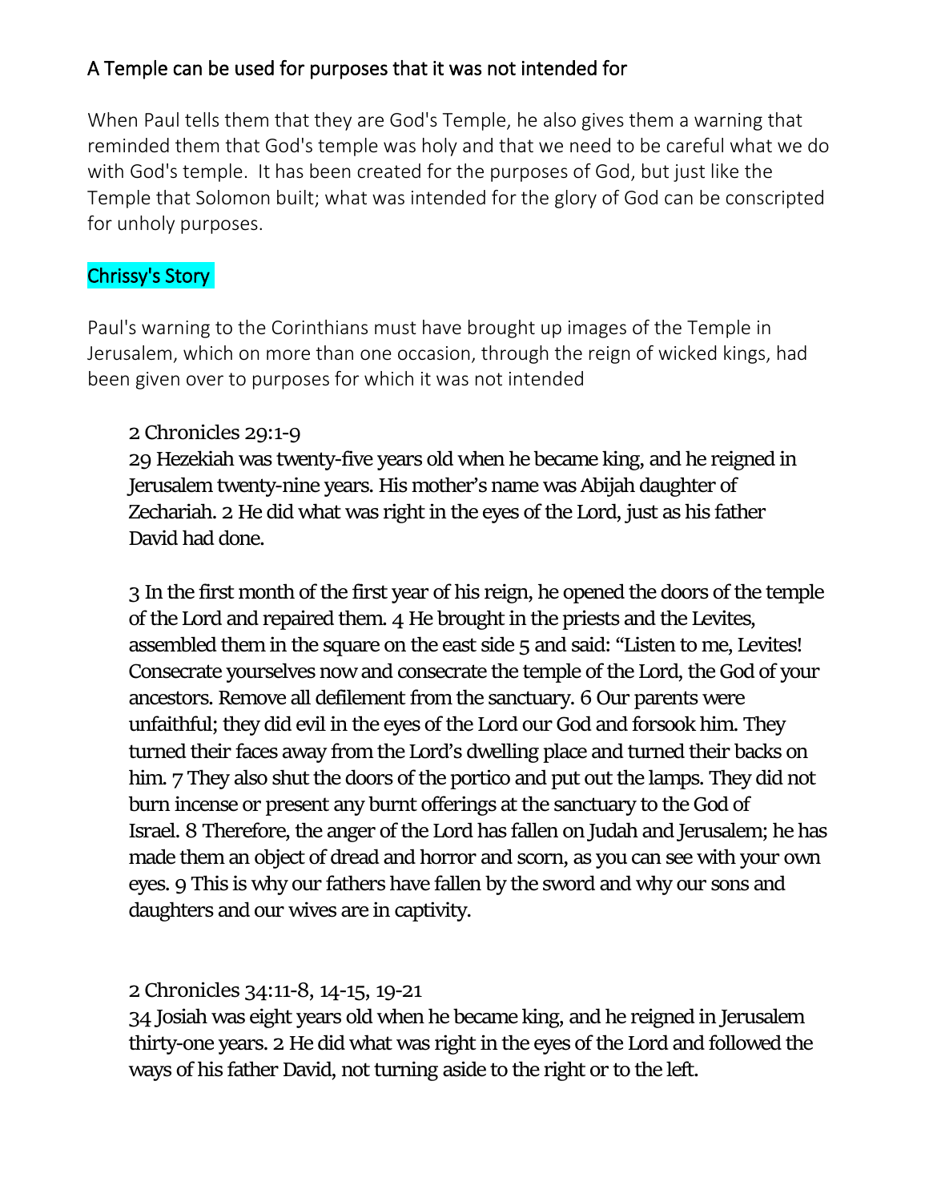## A Temple can be used for purposes that it was not intended for

When Paul tells them that they are God's Temple, he also gives them a warning that reminded them that God's temple was holy and that we need to be careful what we do with God's temple. It has been created for the purposes of God, but just like the Temple that Solomon built; what was intended for the glory of God can be conscripted for unholy purposes.

## Chrissy's Story

Paul's warning to the Corinthians must have brought up images of the Temple in Jerusalem, which on more than one occasion, through the reign of wicked kings, had been given over to purposes for which it was not intended

> 2 Chronicles 29:1-9
> 29 Hezekiah was twenty-five years old when he became king, and he reigned in Jerusalem twenty-nine years. His mother's name was Abijah daughter of Zechariah. 2 He did what was right in the eyes of the Lord, just as his father David had done.
>
> 3 In the first month of the first year of his reign, he opened the doors of the temple of the Lord and repaired them. 4 He brought in the priests and the Levites, assembled them in the square on the east side 5 and said: "Listen to me, Levites! Consecrate yourselves now and consecrate the temple of the Lord, the God of your ancestors. Remove all defilement from the sanctuary. 6 Our parents were unfaithful; they did evil in the eyes of the Lord our God and forsook him. They turned their faces away from the Lord's dwelling place and turned their backs on him. 7 They also shut the doors of the portico and put out the lamps. They did not burn incense or present any burnt offerings at the sanctuary to the God of Israel. 8 Therefore, the anger of the Lord has fallen on Judah and Jerusalem; he has made them an object of dread and horror and scorn, as you can see with your own eyes. 9 This is why our fathers have fallen by the sword and why our sons and daughters and our wives are in captivity.
>
> 2 Chronicles 34:11-8, 14-15, 19-21
> 34 Josiah was eight years old when he became king, and he reigned in Jerusalem thirty-one years. 2 He did what was right in the eyes of the Lord and followed the ways of his father David, not turning aside to the right or to the left.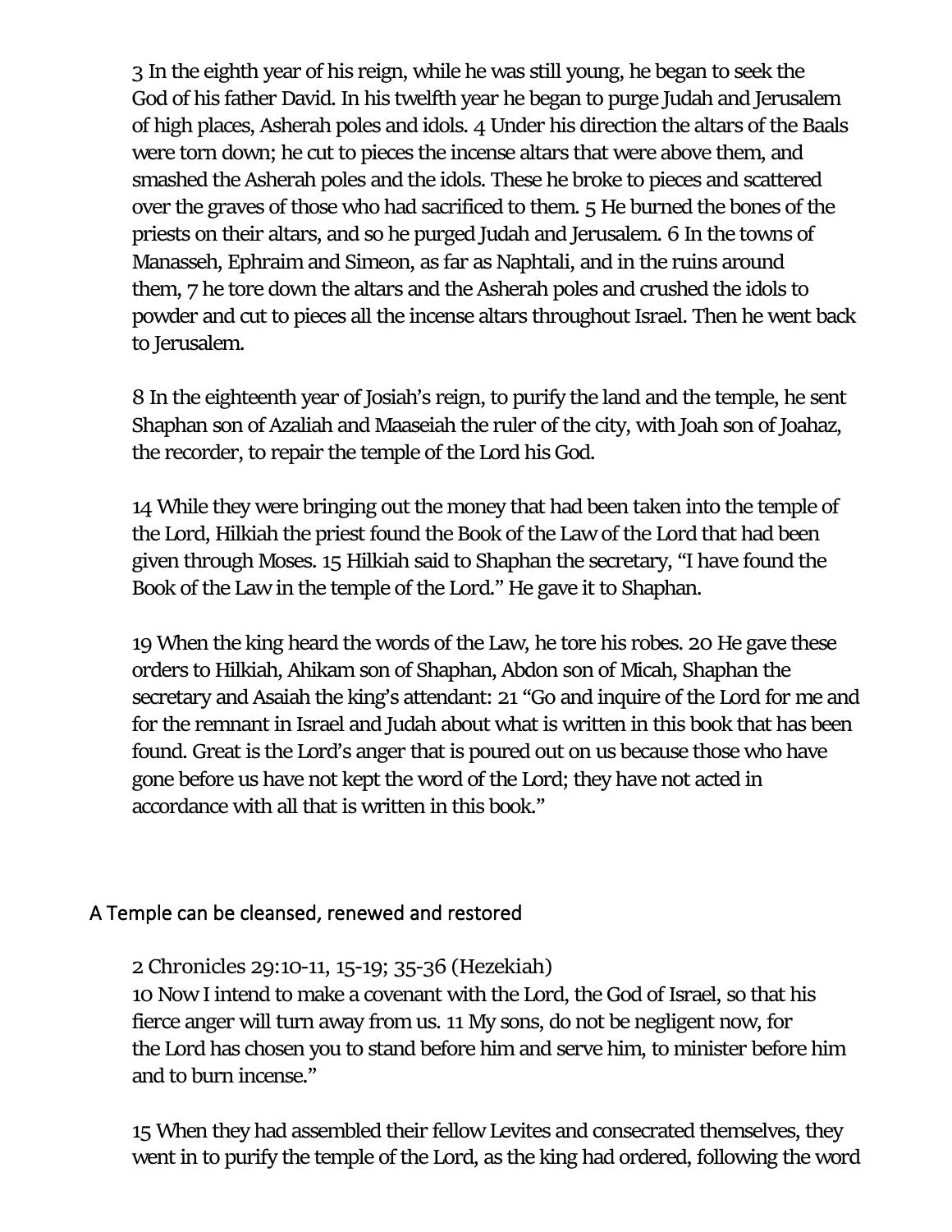3 In the eighth year of his reign, while he was still young, he began to seek the God of his father David. In his twelfth year he began to purge Judah and Jerusalem of high places, Asherah poles and idols. 4 Under his direction the altars of the Baals were torn down; he cut to pieces the incense altars that were above them, and smashed the Asherah poles and the idols. These he broke to pieces and scattered over the graves of those who had sacrificed to them. 5 He burned the bones of the priests on their altars, and so he purged Judah and Jerusalem. 6 In the towns of Manasseh, Ephraim and Simeon, as far as Naphtali, and in the ruins around them, 7 he tore down the altars and the Asherah poles and crushed the idols to powder and cut to pieces all the incense altars throughout Israel. Then he went back to Jerusalem.

8 In the eighteenth year of Josiah's reign, to purify the land and the temple, he sent Shaphan son of Azaliah and Maaseiah the ruler of the city, with Joah son of Joahaz, the recorder, to repair the temple of the Lord his God.

14 While they were bringing out the money that had been taken into the temple of the Lord, Hilkiah the priest found the Book of the Law of the Lord that had been given through Moses. 15 Hilkiah said to Shaphan the secretary, "I have found the Book of the Law in the temple of the Lord." He gave it to Shaphan.

19 When the king heard the words of the Law, he tore his robes. 20 He gave these orders to Hilkiah, Ahikam son of Shaphan, Abdon son of Micah, Shaphan the secretary and Asaiah the king's attendant: 21 "Go and inquire of the Lord for me and for the remnant in Israel and Judah about what is written in this book that has been found. Great is the Lord's anger that is poured out on us because those who have gone before us have not kept the word of the Lord; they have not acted in accordance with all that is written in this book."

## A Temple can be cleansed, renewed and restored

2 Chronicles 29:10-11, 15-19; 35-36 (Hezekiah)
10 Now I intend to make a covenant with the Lord, the God of Israel, so that his fierce anger will turn away from us. 11 My sons, do not be negligent now, for the Lord has chosen you to stand before him and serve him, to minister before him and to burn incense."

15 When they had assembled their fellow Levites and consecrated themselves, they went in to purify the temple of the Lord, as the king had ordered, following the word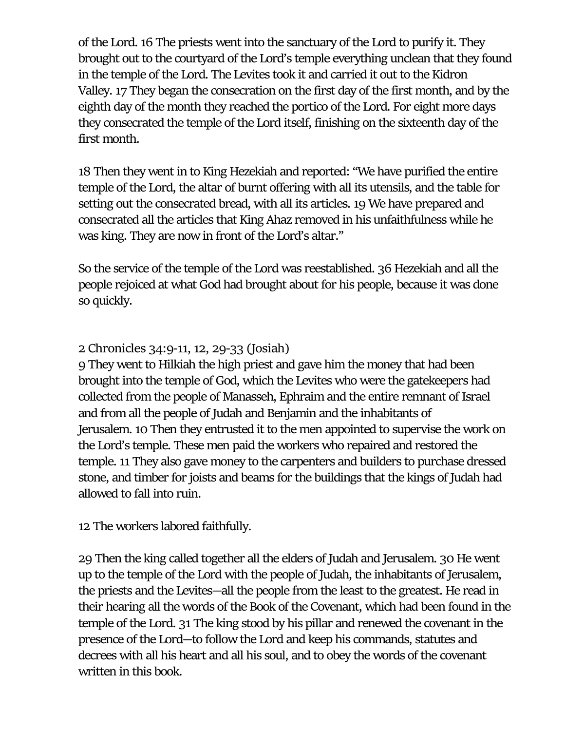of the Lord. 16 The priests went into the sanctuary of the Lord to purify it. They brought out to the courtyard of the Lord's temple everything unclean that they found in the temple of the Lord. The Levites took it and carried it out to the Kidron Valley. 17 They began the consecration on the first day of the first month, and by the eighth day of the month they reached the portico of the Lord. For eight more days they consecrated the temple of the Lord itself, finishing on the sixteenth day of the first month.

18 Then they went in to King Hezekiah and reported: "We have purified the entire temple of the Lord, the altar of burnt offering with all its utensils, and the table for setting out the consecrated bread, with all its articles. 19 We have prepared and consecrated all the articles that King Ahaz removed in his unfaithfulness while he was king. They are now in front of the Lord's altar."

So the service of the temple of the Lord was reestablished. 36 Hezekiah and all the people rejoiced at what God had brought about for his people, because it was done so quickly.

2 Chronicles 34:9-11, 12, 29-33 (Josiah)
9 They went to Hilkiah the high priest and gave him the money that had been brought into the temple of God, which the Levites who were the gatekeepers had collected from the people of Manasseh, Ephraim and the entire remnant of Israel and from all the people of Judah and Benjamin and the inhabitants of Jerusalem. 10 Then they entrusted it to the men appointed to supervise the work on the Lord's temple. These men paid the workers who repaired and restored the temple. 11 They also gave money to the carpenters and builders to purchase dressed stone, and timber for joists and beams for the buildings that the kings of Judah had allowed to fall into ruin.

12 The workers labored faithfully.

29 Then the king called together all the elders of Judah and Jerusalem. 30 He went up to the temple of the Lord with the people of Judah, the inhabitants of Jerusalem, the priests and the Levites—all the people from the least to the greatest. He read in their hearing all the words of the Book of the Covenant, which had been found in the temple of the Lord. 31 The king stood by his pillar and renewed the covenant in the presence of the Lord—to follow the Lord and keep his commands, statutes and decrees with all his heart and all his soul, and to obey the words of the covenant written in this book.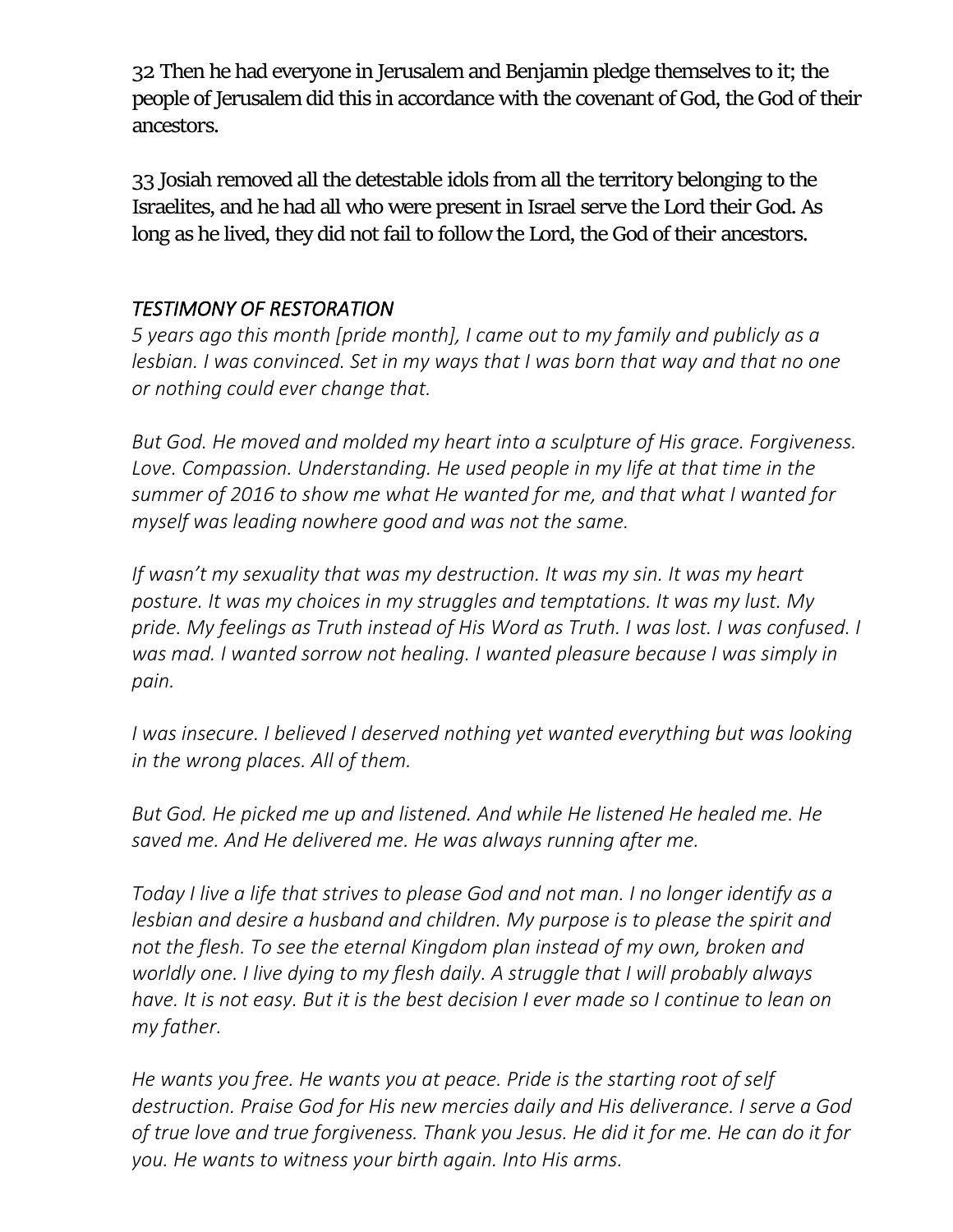32 Then he had everyone in Jerusalem and Benjamin pledge themselves to it; the people of Jerusalem did this in accordance with the covenant of God, the God of their ancestors.

33 Josiah removed all the detestable idols from all the territory belonging to the Israelites, and he had all who were present in Israel serve the Lord their God. As long as he lived, they did not fail to follow the Lord, the God of their ancestors.

### *TESTIMONY OF RESTORATION*

*5 years ago this month [pride month], I came out to my family and publicly as a lesbian. I was convinced. Set in my ways that I was born that way and that no one or nothing could ever change that.*

*But God. He moved and molded my heart into a sculpture of His grace. Forgiveness. Love. Compassion. Understanding. He used people in my life at that time in the summer of 2016 to show me what He wanted for me, and that what I wanted for myself was leading nowhere good and was not the same.*

*If wasn't my sexuality that was my destruction. It was my sin. It was my heart posture. It was my choices in my struggles and temptations. It was my lust. My pride. My feelings as Truth instead of His Word as Truth. I was lost. I was confused. I was mad. I wanted sorrow not healing. I wanted pleasure because I was simply in pain.*

*I was insecure. I believed I deserved nothing yet wanted everything but was looking in the wrong places. All of them.*

*But God. He picked me up and listened. And while He listened He healed me. He saved me. And He delivered me. He was always running after me.*

*Today I live a life that strives to please God and not man. I no longer identify as a lesbian and desire a husband and children. My purpose is to please the spirit and not the flesh. To see the eternal Kingdom plan instead of my own, broken and worldly one. I live dying to my flesh daily. A struggle that I will probably always have. It is not easy. But it is the best decision I ever made so I continue to lean on my father.*

*He wants you free. He wants you at peace. Pride is the starting root of self destruction. Praise God for His new mercies daily and His deliverance. I serve a God of true love and true forgiveness. Thank you Jesus. He did it for me. He can do it for you. He wants to witness your birth again. Into His arms.*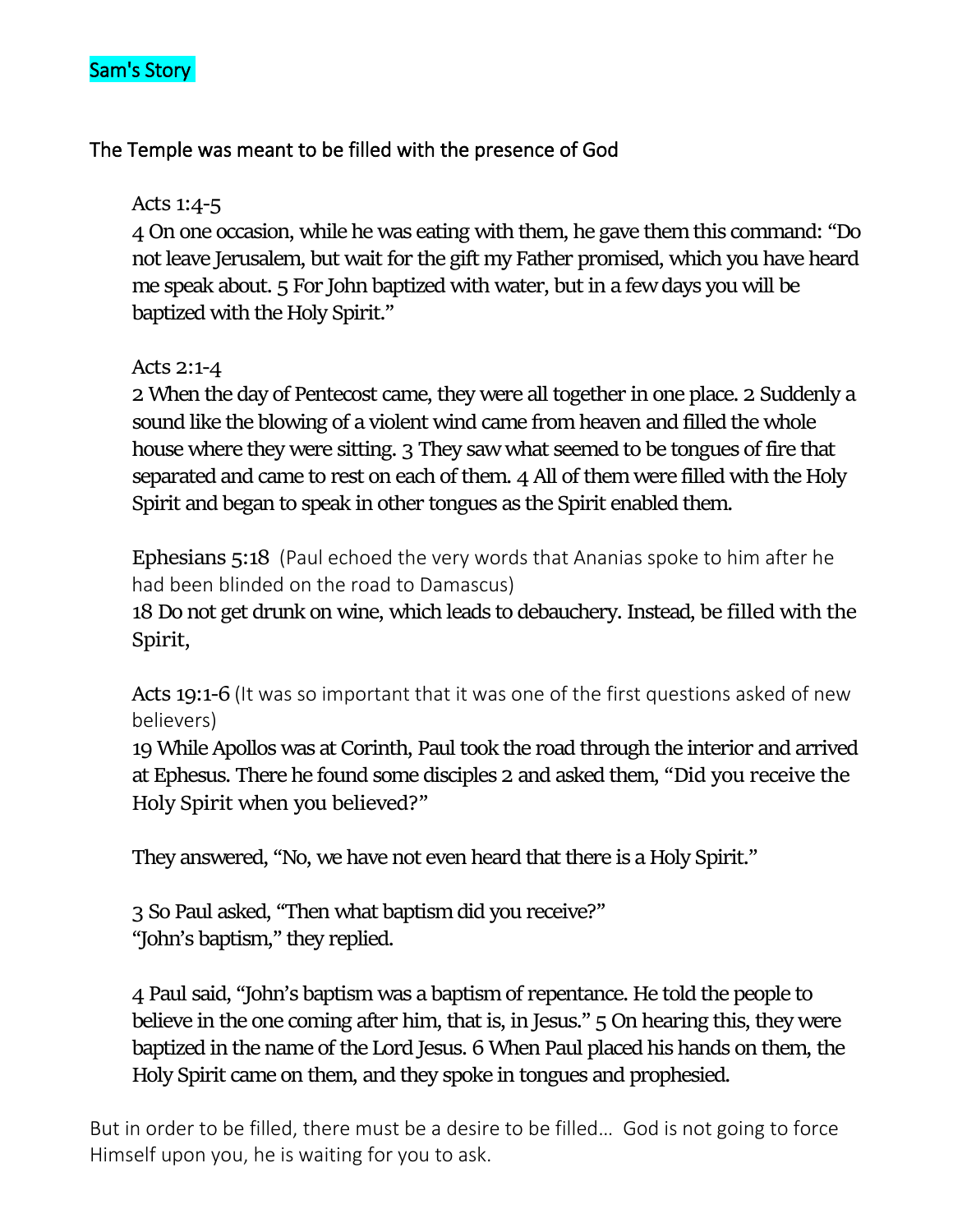Sam's Story

## The Temple was meant to be filled with the presence of God

Acts 1:4-5
4 On one occasion, while he was eating with them, he gave them this command: "Do not leave Jerusalem, but wait for the gift my Father promised, which you have heard me speak about. 5 For John baptized with water, but in a few days you will be baptized with the Holy Spirit."

Acts 2:1-4
2 When the day of Pentecost came, they were all together in one place. 2 Suddenly a sound like the blowing of a violent wind came from heaven and filled the whole house where they were sitting. 3 They saw what seemed to be tongues of fire that separated and came to rest on each of them. 4 All of them were filled with the Holy Spirit and began to speak in other tongues as the Spirit enabled them.

Ephesians 5:18 (Paul echoed the very words that Ananias spoke to him after he had been blinded on the road to Damascus)
18 Do not get drunk on wine, which leads to debauchery. Instead, be filled with the Spirit,

Acts 19:1-6 (It was so important that it was one of the first questions asked of new believers)
19 While Apollos was at Corinth, Paul took the road through the interior and arrived at Ephesus. There he found some disciples 2 and asked them, "Did you receive the Holy Spirit when you believed?"

They answered, "No, we have not even heard that there is a Holy Spirit."

3 So Paul asked, "Then what baptism did you receive?"
"John's baptism," they replied.

4 Paul said, "John's baptism was a baptism of repentance. He told the people to believe in the one coming after him, that is, in Jesus." 5 On hearing this, they were baptized in the name of the Lord Jesus. 6 When Paul placed his hands on them, the Holy Spirit came on them, and they spoke in tongues and prophesied.

But in order to be filled, there must be a desire to be filled… God is not going to force Himself upon you, he is waiting for you to ask.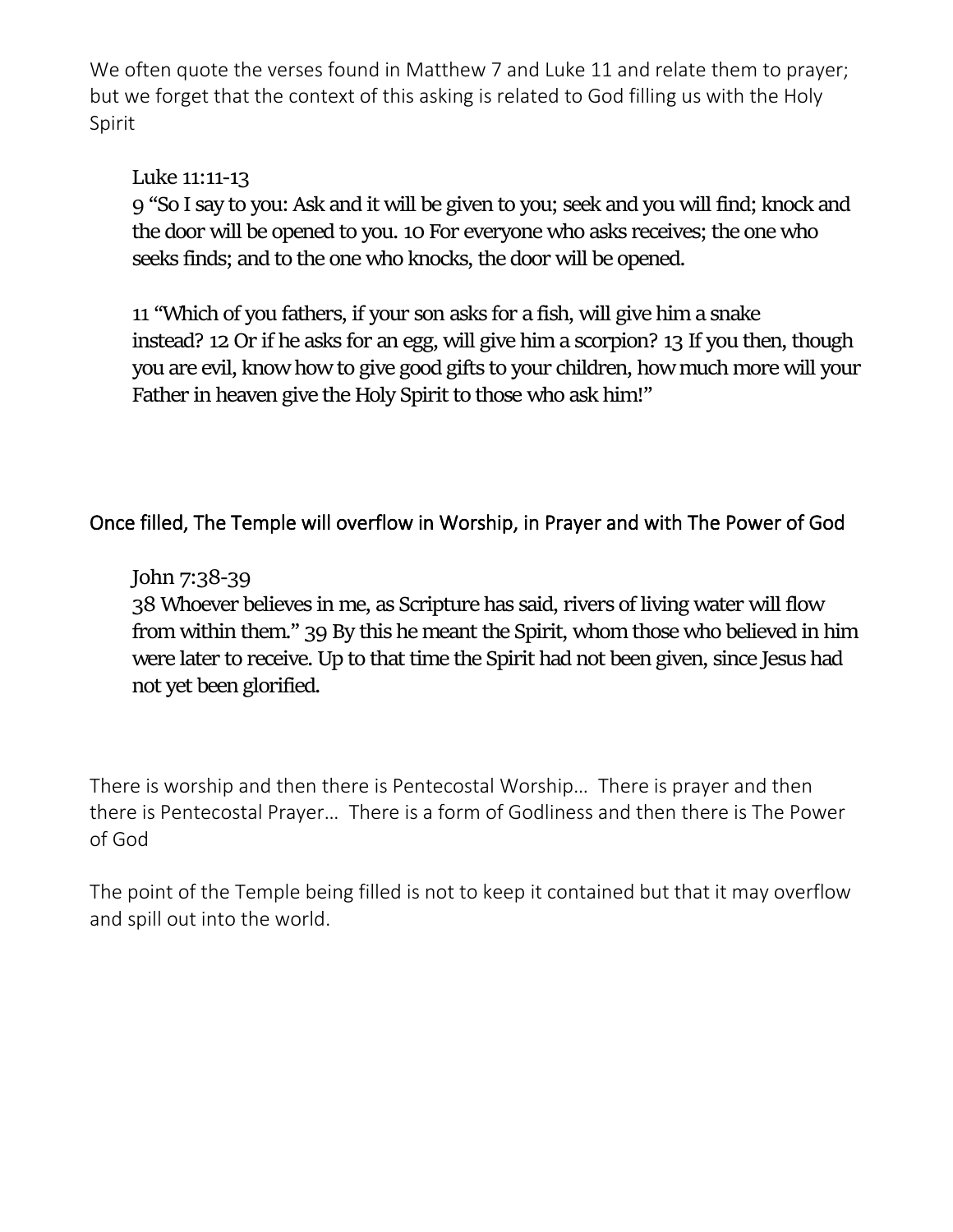We often quote the verses found in Matthew 7 and Luke 11 and relate them to prayer; but we forget that the context of this asking is related to God filling us with the Holy Spirit

> Luke 11:11-13
>
> 9 "So I say to you: Ask and it will be given to you; seek and you will find; knock and the door will be opened to you. 10 For everyone who asks receives; the one who seeks finds; and to the one who knocks, the door will be opened.
>
> 11 "Which of you fathers, if your son asks for a fish, will give him a snake instead? 12 Or if he asks for an egg, will give him a scorpion? 13 If you then, though you are evil, know how to give good gifts to your children, how much more will your Father in heaven give the Holy Spirit to those who ask him!"

## Once filled, The Temple will overflow in Worship, in Prayer and with The Power of God

> John 7:38-39
>
> 38 Whoever believes in me, as Scripture has said, rivers of living water will flow from within them." 39 By this he meant the Spirit, whom those who believed in him were later to receive. Up to that time the Spirit had not been given, since Jesus had not yet been glorified.

There is worship and then there is Pentecostal Worship… There is prayer and then there is Pentecostal Prayer… There is a form of Godliness and then there is The Power of God

The point of the Temple being filled is not to keep it contained but that it may overflow and spill out into the world.